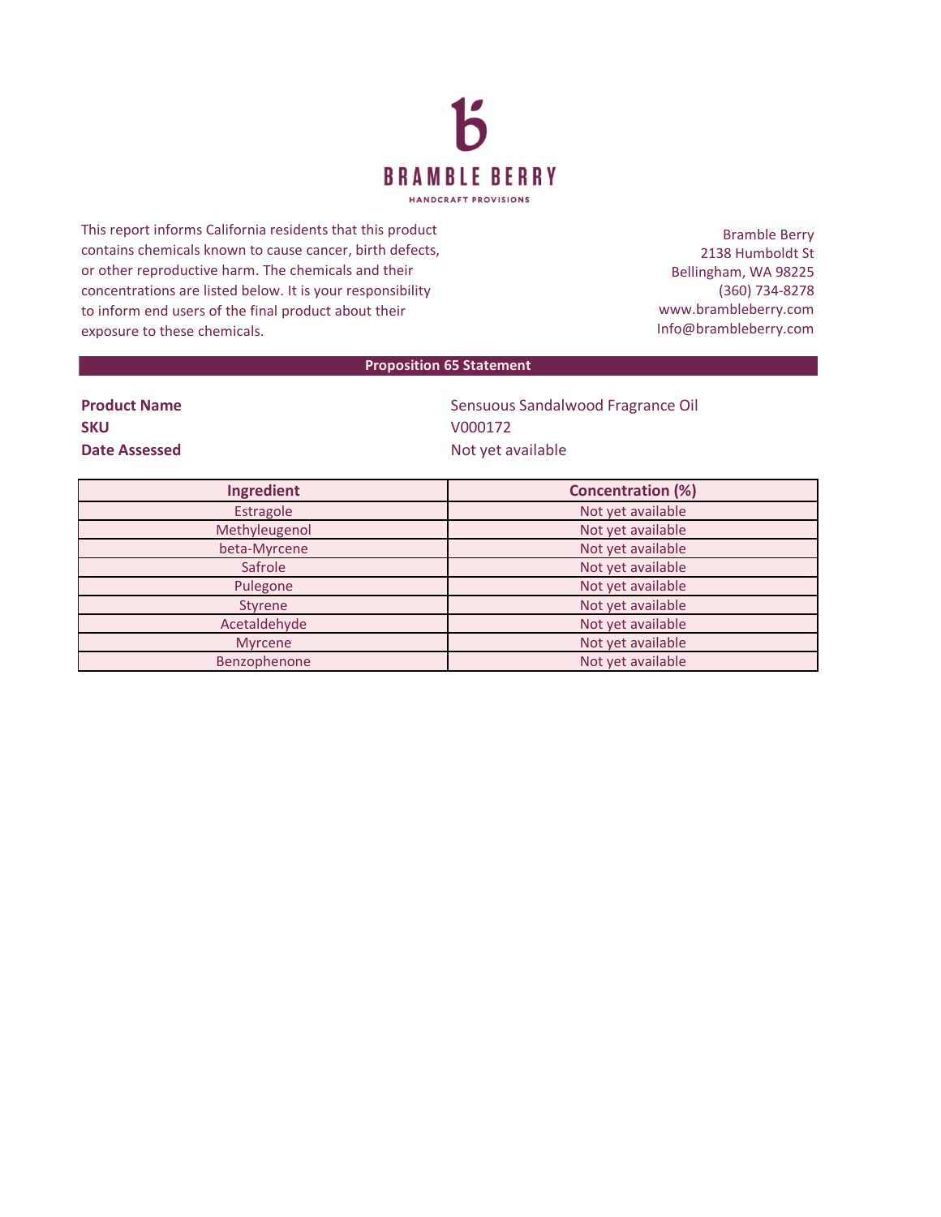# BRAMBLE BERRY

HANDCRAFT PROVISIONS

This report informs California residents that this product contains chemicals known to cause cancer, birth defects, or other reproductive harm. The chemicals and their concentrations are listed below. It is your responsibility to inform end users of the final product about their exposure to these chemicals.

Bramble Berry
2138 Humboldt St
Bellingham, WA 98225
(360) 734-8278
www.brambleberry.com
Info@brambleberry.com

## Proposition 65 Statement

**Product Name** Sensuous Sandalwood Fragrance Oil
**SKU** V000172
**Date Assessed** Not yet available

| Ingredient | Concentration (%) |
|---|---|
| Estragole | Not yet available |
| Methyleugenol | Not yet available |
| beta-Myrcene | Not yet available |
| Safrole | Not yet available |
| Pulegone | Not yet available |
| Styrene | Not yet available |
| Acetaldehyde | Not yet available |
| Myrcene | Not yet available |
| Benzophenone | Not yet available |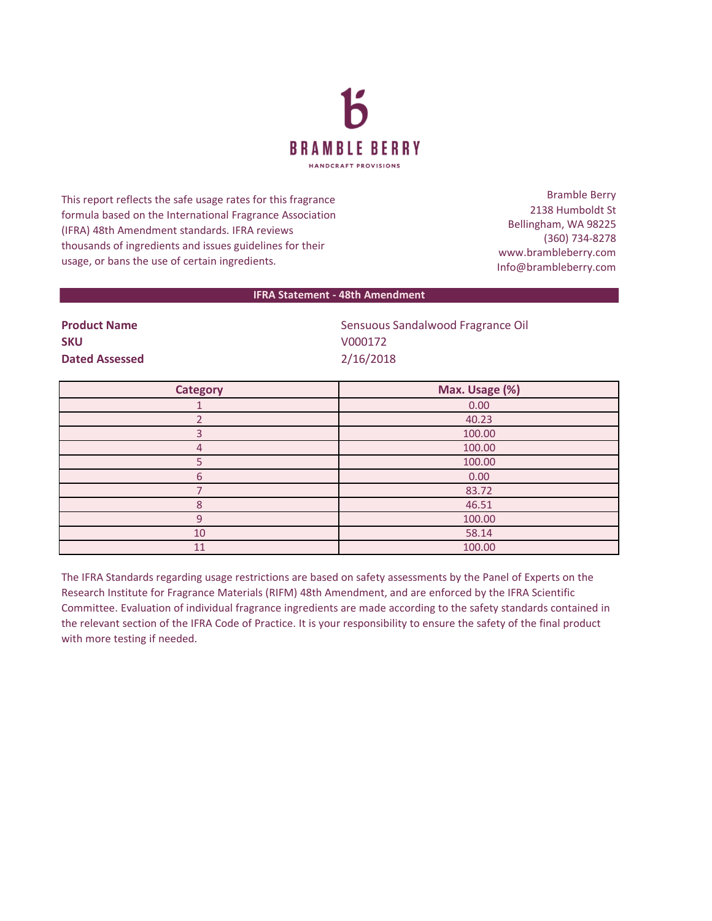# BRAMBLE BERRY

HANDCRAFT PROVISIONS

This report reflects the safe usage rates for this fragrance formula based on the International Fragrance Association (IFRA) 48th Amendment standards. IFRA reviews thousands of ingredients and issues guidelines for their usage, or bans the use of certain ingredients.

Bramble Berry
2138 Humboldt St
Bellingham, WA 98225
(360) 734-8278
www.brambleberry.com
Info@brambleberry.com

## IFRA Statement - 48th Amendment

**Product Name** Sensuous Sandalwood Fragrance Oil
**SKU** V000172
**Dated Assessed** 2/16/2018

| Category | Max. Usage (%) |
|---|---|
| 1 | 0.00 |
| 2 | 40.23 |
| 3 | 100.00 |
| 4 | 100.00 |
| 5 | 100.00 |
| 6 | 0.00 |
| 7 | 83.72 |
| 8 | 46.51 |
| 9 | 100.00 |
| 10 | 58.14 |
| 11 | 100.00 |

The IFRA Standards regarding usage restrictions are based on safety assessments by the Panel of Experts on the Research Institute for Fragrance Materials (RIFM) 48th Amendment, and are enforced by the IFRA Scientific Committee. Evaluation of individual fragrance ingredients are made according to the safety standards contained in the relevant section of the IFRA Code of Practice. It is your responsibility to ensure the safety of the final product with more testing if needed.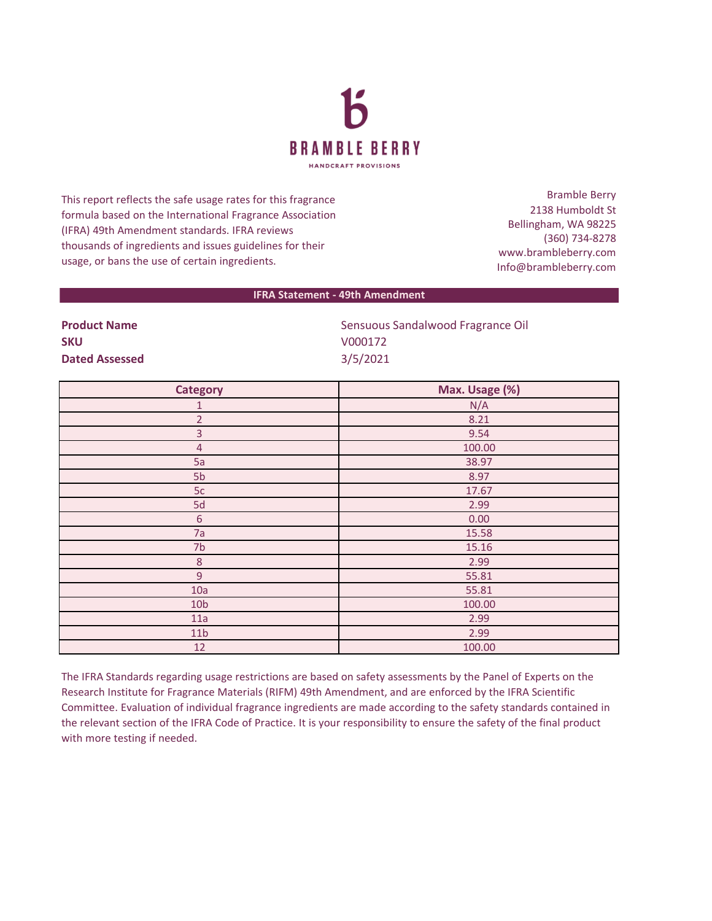# BRAMBLE BERRY

HANDCRAFT PROVISIONS

This report reflects the safe usage rates for this fragrance formula based on the International Fragrance Association (IFRA) 49th Amendment standards. IFRA reviews thousands of ingredients and issues guidelines for their usage, or bans the use of certain ingredients.

Bramble Berry
2138 Humboldt St
Bellingham, WA 98225
(360) 734-8278
www.brambleberry.com
Info@brambleberry.com

## IFRA Statement - 49th Amendment

**Product Name** Sensuous Sandalwood Fragrance Oil
**SKU** V000172
**Dated Assessed** 3/5/2021

| Category | Max. Usage (%) |
|---|---|
| 1 | N/A |
| 2 | 8.21 |
| 3 | 9.54 |
| 4 | 100.00 |
| 5a | 38.97 |
| 5b | 8.97 |
| 5c | 17.67 |
| 5d | 2.99 |
| 6 | 0.00 |
| 7a | 15.58 |
| 7b | 15.16 |
| 8 | 2.99 |
| 9 | 55.81 |
| 10a | 55.81 |
| 10b | 100.00 |
| 11a | 2.99 |
| 11b | 2.99 |
| 12 | 100.00 |

The IFRA Standards regarding usage restrictions are based on safety assessments by the Panel of Experts on the Research Institute for Fragrance Materials (RIFM) 49th Amendment, and are enforced by the IFRA Scientific Committee. Evaluation of individual fragrance ingredients are made according to the safety standards contained in the relevant section of the IFRA Code of Practice. It is your responsibility to ensure the safety of the final product with more testing if needed.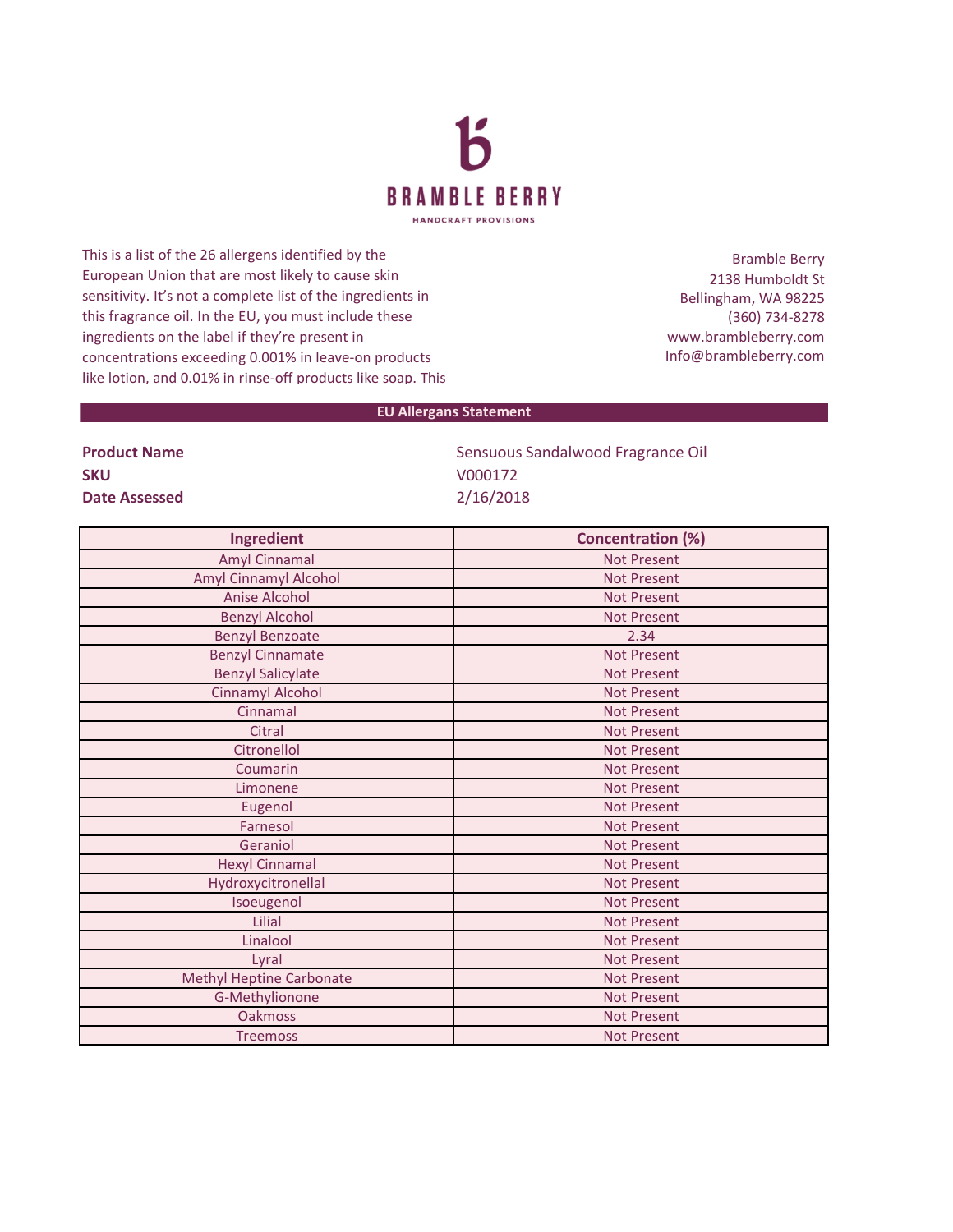BRAMBLE BERRY

HANDCRAFT PROVISIONS

This is a list of the 26 allergens identified by the European Union that are most likely to cause skin sensitivity. It's not a complete list of the ingredients in this fragrance oil. In the EU, you must include these ingredients on the label if they're present in concentrations exceeding 0.001% in leave-on products like lotion, and 0.01% in rinse-off products like soap. This

Bramble Berry
2138 Humboldt St
Bellingham, WA 98225
(360) 734-8278
www.brambleberry.com
Info@brambleberry.com

## EU Allergans Statement

**Product Name** Sensuous Sandalwood Fragrance Oil
**SKU** V000172
**Date Assessed** 2/16/2018

| Ingredient | Concentration (%) |
|---|---|
| Amyl Cinnamal | Not Present |
| Amyl Cinnamyl Alcohol | Not Present |
| Anise Alcohol | Not Present |
| Benzyl Alcohol | Not Present |
| Benzyl Benzoate | 2.34 |
| Benzyl Cinnamate | Not Present |
| Benzyl Salicylate | Not Present |
| Cinnamyl Alcohol | Not Present |
| Cinnamal | Not Present |
| Citral | Not Present |
| Citronellol | Not Present |
| Coumarin | Not Present |
| Limonene | Not Present |
| Eugenol | Not Present |
| Farnesol | Not Present |
| Geraniol | Not Present |
| Hexyl Cinnamal | Not Present |
| Hydroxycitronellal | Not Present |
| Isoeugenol | Not Present |
| Lilial | Not Present |
| Linalool | Not Present |
| Lyral | Not Present |
| Methyl Heptine Carbonate | Not Present |
| G-Methylionone | Not Present |
| Oakmoss | Not Present |
| Treemoss | Not Present |